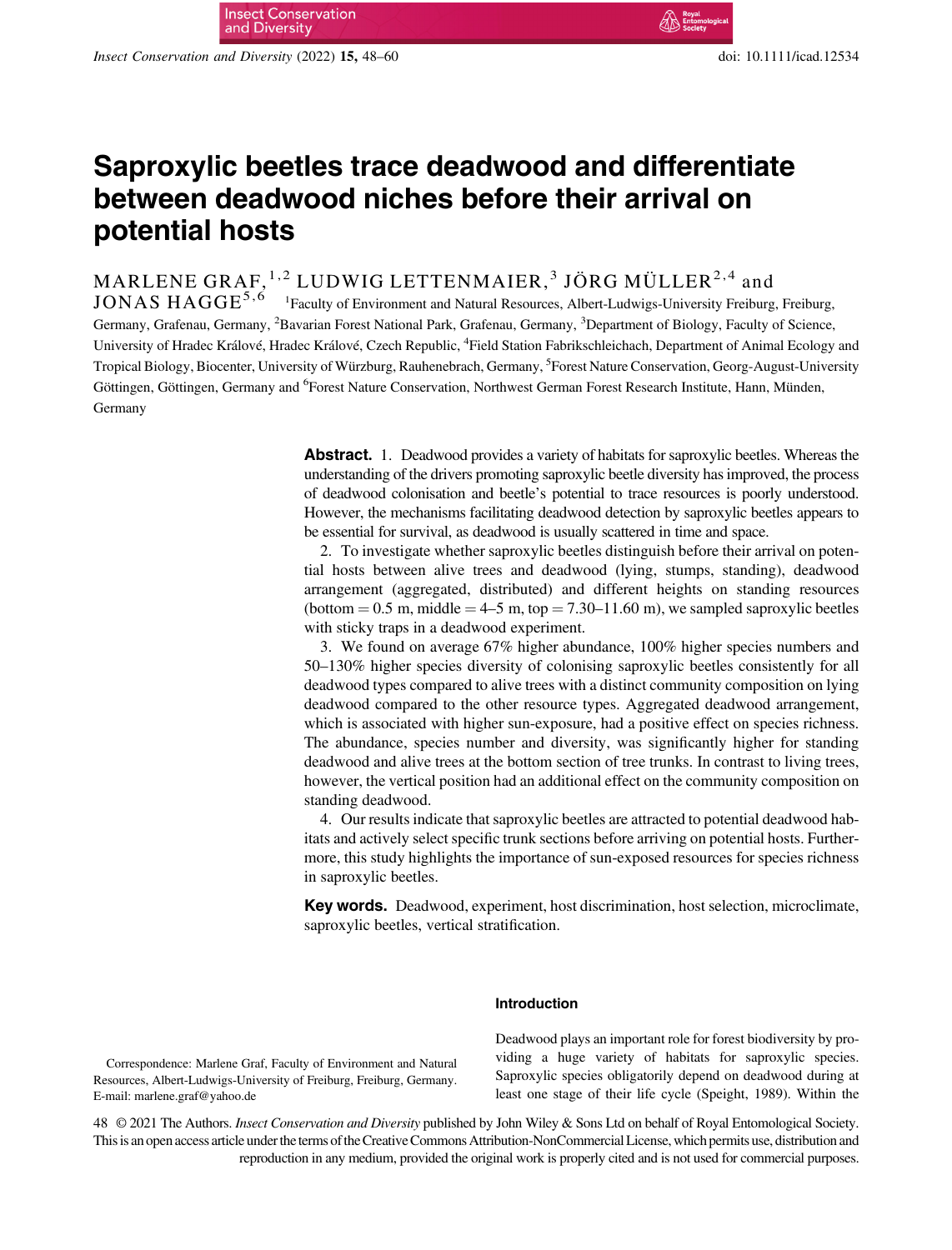# Saproxylic beetles trace deadwood and differentiate between deadwood niches before their arrival on potential hosts

MARLENE GRAF,[1,2] LUDWIG LETTENMAIER,[3] JÖRG MÜLLER[2,4] and JONAS HAGGE[5,6] [1]Faculty of Environment and Natural Resources, Albert-Ludwigs-University Freiburg, Freiburg, Germany, Grafenau, Germany, [2]Bavarian Forest National Park, Grafenau, Germany, [3]Department of Biology, Faculty of Science, University of Hradec Králové, Hradec Králové, Czech Republic, [4]Field Station Fabrikschleichach, Department of Animal Ecology and Tropical Biology, Biocenter, University of Würzburg, Rauhenebrach, Germany, [5]Forest Nature Conservation, Georg-August-University Göttingen, Göttingen, Germany and [6]Forest Nature Conservation, Northwest German Forest Research Institute, Hann, Münden, Germany

**Abstract.** 1. Deadwood provides a variety of habitats for saproxylic beetles. Whereas the understanding of the drivers promoting saproxylic beetle diversity has improved, the process of deadwood colonisation and beetle's potential to trace resources is poorly understood. However, the mechanisms facilitating deadwood detection by saproxylic beetles appears to be essential for survival, as deadwood is usually scattered in time and space.

2. To investigate whether saproxylic beetles distinguish before their arrival on potential hosts between alive trees and deadwood (lying, stumps, standing), deadwood arrangement (aggregated, distributed) and different heights on standing resources (bottom = 0.5 m, middle = 4–5 m, top = 7.30–11.60 m), we sampled saproxylic beetles with sticky traps in a deadwood experiment.

3. We found on average 67% higher abundance, 100% higher species numbers and 50–130% higher species diversity of colonising saproxylic beetles consistently for all deadwood types compared to alive trees with a distinct community composition on lying deadwood compared to the other resource types. Aggregated deadwood arrangement, which is associated with higher sun-exposure, had a positive effect on species richness. The abundance, species number and diversity, was significantly higher for standing deadwood and alive trees at the bottom section of tree trunks. In contrast to living trees, however, the vertical position had an additional effect on the community composition on standing deadwood.

4. Our results indicate that saproxylic beetles are attracted to potential deadwood habitats and actively select specific trunk sections before arriving on potential hosts. Furthermore, this study highlights the importance of sun-exposed resources for species richness in saproxylic beetles.

**Key words.** Deadwood, experiment, host discrimination, host selection, microclimate, saproxylic beetles, vertical stratification.

## Introduction

Deadwood plays an important role for forest biodiversity by providing a huge variety of habitats for saproxylic species. Saproxylic species obligatorily depend on deadwood during at least one stage of their life cycle (Speight, 1989). Within the

Correspondence: Marlene Graf, Faculty of Environment and Natural Resources, Albert-Ludwigs-University of Freiburg, Freiburg, Germany. E-mail: marlene.graf@yahoo.de

© 2021 The Authors. *Insect Conservation and Diversity* published by John Wiley & Sons Ltd on behalf of Royal Entomological Society. This is an open access article under the terms of the Creative Commons Attribution-NonCommercial License, which permits use, distribution and reproduction in any medium, provided the original work is properly cited and is not used for commercial purposes.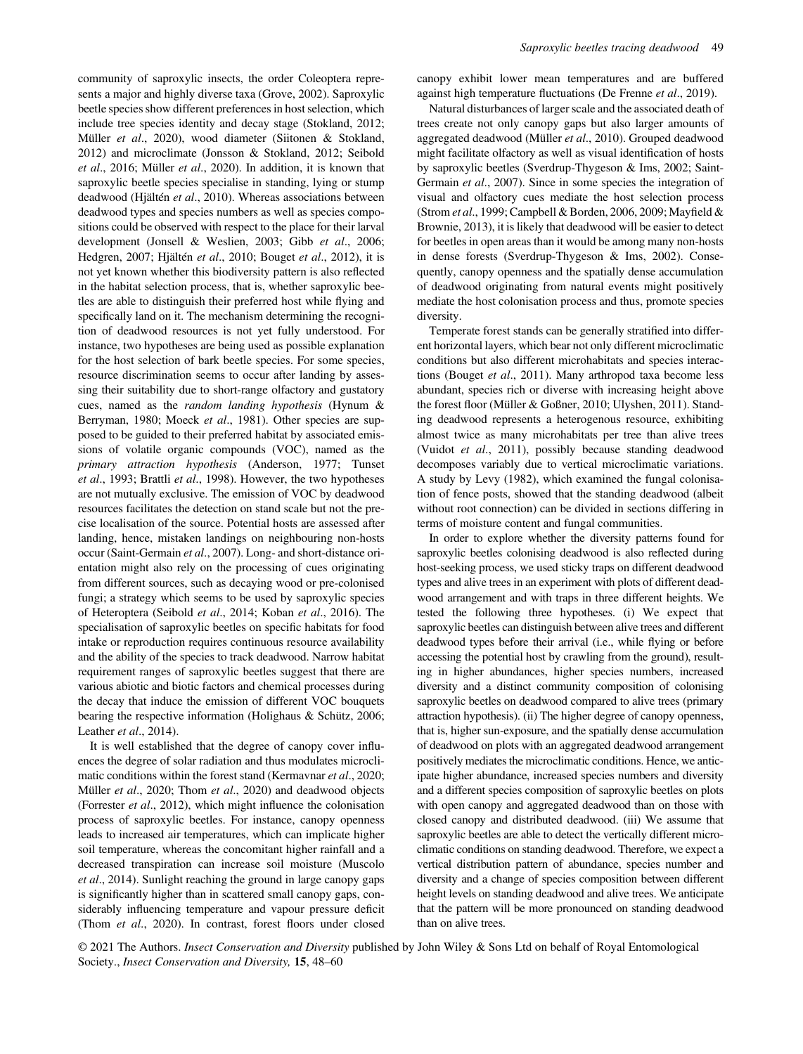community of saproxylic insects, the order Coleoptera represents a major and highly diverse taxa (Grove, 2002). Saproxylic beetle species show different preferences in host selection, which include tree species identity and decay stage (Stokland, 2012; Müller *et al*., 2020), wood diameter (Siitonen & Stokland, 2012) and microclimate (Jonsson & Stokland, 2012; Seibold *et al*., 2016; Müller *et al*., 2020). In addition, it is known that saproxylic beetle species specialise in standing, lying or stump deadwood (Hjältén *et al*., 2010). Whereas associations between deadwood types and species numbers as well as species compositions could be observed with respect to the place for their larval development (Jonsell & Weslien, 2003; Gibb *et al*., 2006; Hedgren, 2007; Hjältén *et al*., 2010; Bouget *et al*., 2012), it is not yet known whether this biodiversity pattern is also reflected in the habitat selection process, that is, whether saproxylic beetles are able to distinguish their preferred host while flying and specifically land on it. The mechanism determining the recognition of deadwood resources is not yet fully understood. For instance, two hypotheses are being used as possible explanation for the host selection of bark beetle species. For some species, resource discrimination seems to occur after landing by assessing their suitability due to short-range olfactory and gustatory cues, named as the *random landing hypothesis* (Hynum & Berryman, 1980; Moeck *et al*., 1981). Other species are supposed to be guided to their preferred habitat by associated emissions of volatile organic compounds (VOC), named as the *primary attraction hypothesis* (Anderson, 1977; Tunset *et al*., 1993; Brattli *et al*., 1998). However, the two hypotheses are not mutually exclusive. The emission of VOC by deadwood resources facilitates the detection on stand scale but not the precise localisation of the source. Potential hosts are assessed after landing, hence, mistaken landings on neighbouring non-hosts occur (Saint-Germain *et al*., 2007). Long- and short-distance orientation might also rely on the processing of cues originating from different sources, such as decaying wood or pre-colonised fungi; a strategy which seems to be used by saproxylic species of Heteroptera (Seibold *et al*., 2014; Koban *et al*., 2016). The specialisation of saproxylic beetles on specific habitats for food intake or reproduction requires continuous resource availability and the ability of the species to track deadwood. Narrow habitat requirement ranges of saproxylic beetles suggest that there are various abiotic and biotic factors and chemical processes during the decay that induce the emission of different VOC bouquets bearing the respective information (Holighaus & Schütz, 2006; Leather *et al*., 2014).

It is well established that the degree of canopy cover influences the degree of solar radiation and thus modulates microclimatic conditions within the forest stand (Kermavnar *et al*., 2020; Müller *et al*., 2020; Thom *et al*., 2020) and deadwood objects (Forrester *et al*., 2012), which might influence the colonisation process of saproxylic beetles. For instance, canopy openness leads to increased air temperatures, which can implicate higher soil temperature, whereas the concomitant higher rainfall and a decreased transpiration can increase soil moisture (Muscolo *et al*., 2014). Sunlight reaching the ground in large canopy gaps is significantly higher than in scattered small canopy gaps, considerably influencing temperature and vapour pressure deficit (Thom *et al*., 2020). In contrast, forest floors under closed canopy exhibit lower mean temperatures and are buffered against high temperature fluctuations (De Frenne *et al*., 2019).

Natural disturbances of larger scale and the associated death of trees create not only canopy gaps but also larger amounts of aggregated deadwood (Müller *et al*., 2010). Grouped deadwood might facilitate olfactory as well as visual identification of hosts by saproxylic beetles (Sverdrup-Thygeson & Ims, 2002; Saint-Germain *et al*., 2007). Since in some species the integration of visual and olfactory cues mediate the host selection process (Strom *et al*., 1999; Campbell & Borden, 2006, 2009; Mayfield & Brownie, 2013), it is likely that deadwood will be easier to detect for beetles in open areas than it would be among many non-hosts in dense forests (Sverdrup-Thygeson & Ims, 2002). Consequently, canopy openness and the spatially dense accumulation of deadwood originating from natural events might positively mediate the host colonisation process and thus, promote species diversity.

Temperate forest stands can be generally stratified into different horizontal layers, which bear not only different microclimatic conditions but also different microhabitats and species interactions (Bouget *et al*., 2011). Many arthropod taxa become less abundant, species rich or diverse with increasing height above the forest floor (Müller & Goßner, 2010; Ulyshen, 2011). Standing deadwood represents a heterogenous resource, exhibiting almost twice as many microhabitats per tree than alive trees (Vuidot *et al*., 2011), possibly because standing deadwood decomposes variably due to vertical microclimatic variations. A study by Levy (1982), which examined the fungal colonisation of fence posts, showed that the standing deadwood (albeit without root connection) can be divided in sections differing in terms of moisture content and fungal communities.

In order to explore whether the diversity patterns found for saproxylic beetles colonising deadwood is also reflected during host-seeking process, we used sticky traps on different deadwood types and alive trees in an experiment with plots of different deadwood arrangement and with traps in three different heights. We tested the following three hypotheses. (i) We expect that saproxylic beetles can distinguish between alive trees and different deadwood types before their arrival (i.e., while flying or before accessing the potential host by crawling from the ground), resulting in higher abundances, higher species numbers, increased diversity and a distinct community composition of colonising saproxylic beetles on deadwood compared to alive trees (primary attraction hypothesis). (ii) The higher degree of canopy openness, that is, higher sun-exposure, and the spatially dense accumulation of deadwood on plots with an aggregated deadwood arrangement positively mediates the microclimatic conditions. Hence, we anticipate higher abundance, increased species numbers and diversity and a different species composition of saproxylic beetles on plots with open canopy and aggregated deadwood than on those with closed canopy and distributed deadwood. (iii) We assume that saproxylic beetles are able to detect the vertically different microclimatic conditions on standing deadwood. Therefore, we expect a vertical distribution pattern of abundance, species number and diversity and a change of species composition between different height levels on standing deadwood and alive trees. We anticipate that the pattern will be more pronounced on standing deadwood than on alive trees.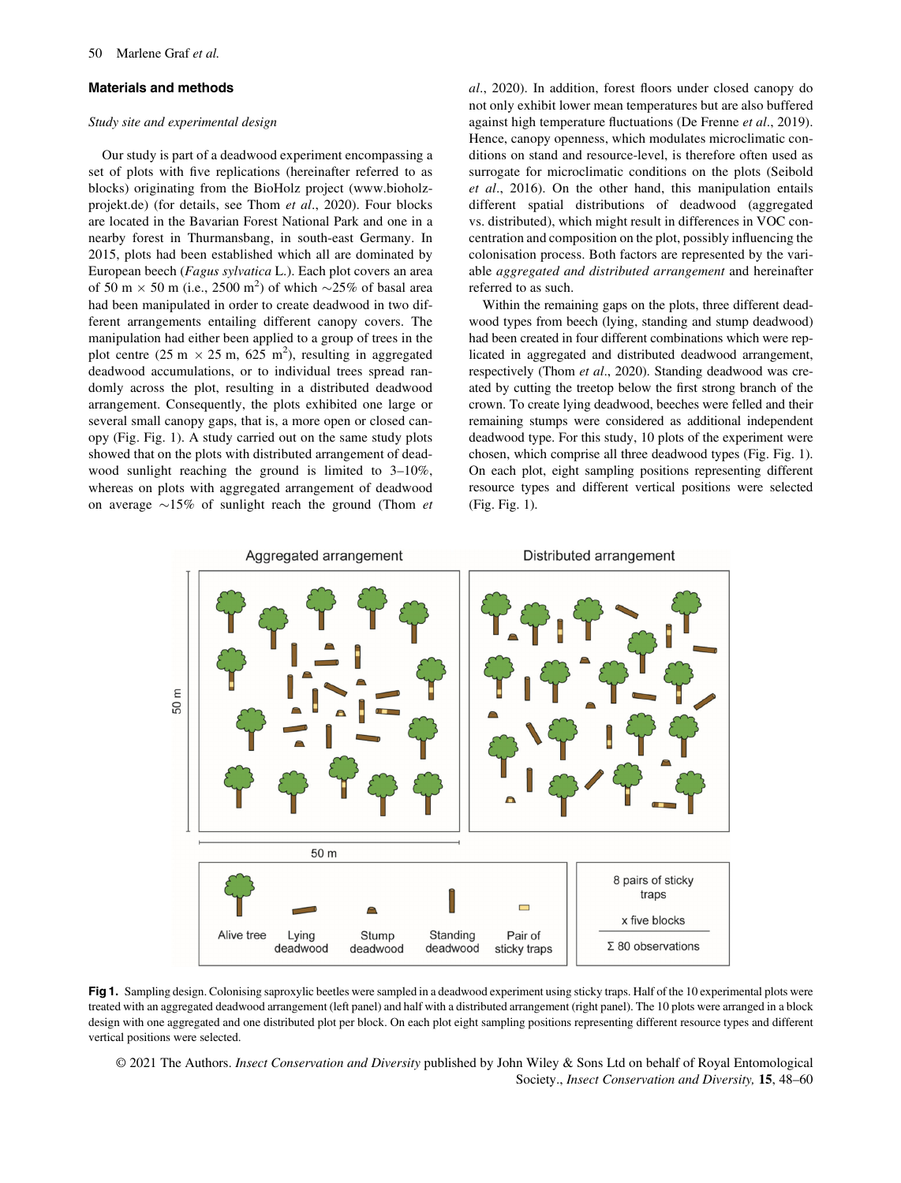## Materials and methods

### *Study site and experimental design*

Our study is part of a deadwood experiment encompassing a set of plots with five replications (hereinafter referred to as blocks) originating from the BioHolz project (www.bioholz-projekt.de) (for details, see Thom *et al*., 2020). Four blocks are located in the Bavarian Forest National Park and one in a nearby forest in Thurmansbang, in south-east Germany. In 2015, plots had been established which all are dominated by European beech (*Fagus sylvatica* L.). Each plot covers an area of 50 m × 50 m (i.e., 2500 m$^2$) of which ~25% of basal area had been manipulated in order to create deadwood in two different arrangements entailing different canopy covers. The manipulation had either been applied to a group of trees in the plot centre (25 m × 25 m, 625 m$^2$), resulting in aggregated deadwood accumulations, or to individual trees spread randomly across the plot, resulting in a distributed deadwood arrangement. Consequently, the plots exhibited one large or several small canopy gaps, that is, a more open or closed canopy (Fig. Fig. 1). A study carried out on the same study plots showed that on the plots with distributed arrangement of deadwood sunlight reaching the ground is limited to 3–10%, whereas on plots with aggregated arrangement of deadwood on average ~15% of sunlight reach the ground (Thom *et al*., 2020). In addition, forest floors under closed canopy do not only exhibit lower mean temperatures but are also buffered against high temperature fluctuations (De Frenne *et al*., 2019). Hence, canopy openness, which modulates microclimatic conditions on stand and resource-level, is therefore often used as surrogate for microclimatic conditions on the plots (Seibold *et al*., 2016). On the other hand, this manipulation entails different spatial distributions of deadwood (aggregated vs. distributed), which might result in differences in VOC concentration and composition on the plot, possibly influencing the colonisation process. Both factors are represented by the variable *aggregated and distributed arrangement* and hereinafter referred to as such.

Within the remaining gaps on the plots, three different deadwood types from beech (lying, standing and stump deadwood) had been created in four different combinations which were replicated in aggregated and distributed deadwood arrangement, respectively (Thom *et al*., 2020). Standing deadwood was created by cutting the treetop below the first strong branch of the crown. To create lying deadwood, beeches were felled and their remaining stumps were considered as additional independent deadwood type. For this study, 10 plots of the experiment were chosen, which comprise all three deadwood types (Fig. Fig. 1). On each plot, eight sampling positions representing different resource types and different vertical positions were selected (Fig. Fig. 1).

**Fig 1.** Sampling design. Colonising saproxylic beetles were sampled in a deadwood experiment using sticky traps. Half of the 10 experimental plots were treated with an aggregated deadwood arrangement (left panel) and half with a distributed arrangement (right panel). The 10 plots were arranged in a block design with one aggregated and one distributed plot per block. On each plot eight sampling positions representing different resource types and different vertical positions were selected.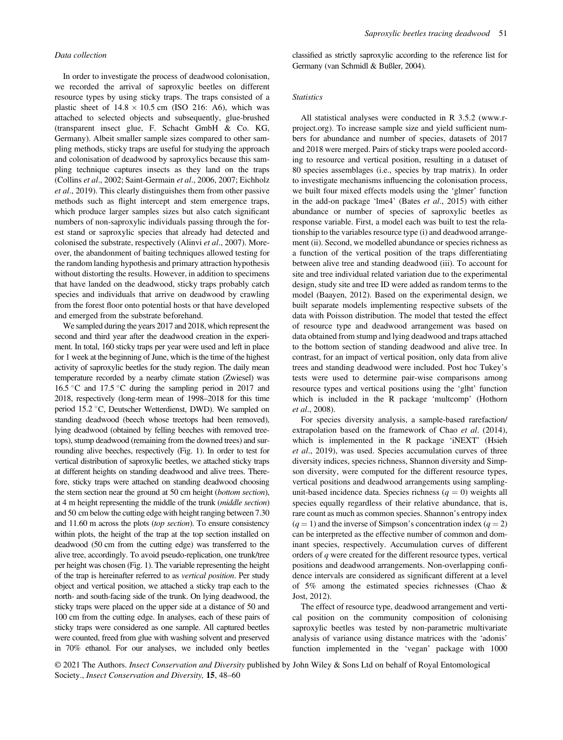### *Data collection*

In order to investigate the process of deadwood colonisation, we recorded the arrival of saproxylic beetles on different resource types by using sticky traps. The traps consisted of a plastic sheet of $14.8 \times 10.5$ cm (ISO 216: A6), which was attached to selected objects and subsequently, glue-brushed (transparent insect glue, F. Schacht GmbH & Co. KG, Germany). Albeit smaller sample sizes compared to other sampling methods, sticky traps are useful for studying the approach and colonisation of deadwood by saproxylics because this sampling technique captures insects as they land on the traps (Collins *et al*., 2002; Saint-Germain *et al*., 2006, 2007; Eichholz *et al*., 2019). This clearly distinguishes them from other passive methods such as flight intercept and stem emergence traps, which produce larger samples sizes but also catch significant numbers of non-saproxylic individuals passing through the forest stand or saproxylic species that already had detected and colonised the substrate, respectively (Alinvi *et al*., 2007). Moreover, the abandonment of baiting techniques allowed testing for the random landing hypothesis and primary attraction hypothesis without distorting the results. However, in addition to specimens that have landed on the deadwood, sticky traps probably catch species and individuals that arrive on deadwood by crawling from the forest floor onto potential hosts or that have developed and emerged from the substrate beforehand.

We sampled during the years 2017 and 2018, which represent the second and third year after the deadwood creation in the experiment. In total, 160 sticky traps per year were used and left in place for 1 week at the beginning of June, which is the time of the highest activity of saproxylic beetles for the study region. The daily mean temperature recorded by a nearby climate station (Zwiesel) was 16.5 °C and 17.5 °C during the sampling period in 2017 and 2018, respectively (long-term mean of 1998–2018 for this time period 15.2 °C, Deutscher Wetterdienst, DWD). We sampled on standing deadwood (beech whose treetops had been removed), lying deadwood (obtained by felling beeches with removed treetops), stump deadwood (remaining from the downed trees) and surrounding alive beeches, respectively (Fig. 1). In order to test for vertical distribution of saproxylic beetles, we attached sticky traps at different heights on standing deadwood and alive trees. Therefore, sticky traps were attached on standing deadwood choosing the stem section near the ground at 50 cm height (*bottom section*), at 4 m height representing the middle of the trunk (*middle section*) and 50 cm below the cutting edge with height ranging between 7.30 and 11.60 m across the plots (*top section*). To ensure consistency within plots, the height of the trap at the top section installed on deadwood (50 cm from the cutting edge) was transferred to the alive tree, accordingly. To avoid pseudo-replication, one trunk/tree per height was chosen (Fig. 1). The variable representing the height of the trap is hereinafter referred to as *vertical position*. Per study object and vertical position, we attached a sticky trap each to the north- and south-facing side of the trunk. On lying deadwood, the sticky traps were placed on the upper side at a distance of 50 and 100 cm from the cutting edge. In analyses, each of these pairs of sticky traps were considered as one sample. All captured beetles were counted, freed from glue with washing solvent and preserved in 70% ethanol. For our analyses, we included only beetles classified as strictly saproxylic according to the reference list for Germany (van Schmidl & Bußler, 2004).

### *Statistics*

All statistical analyses were conducted in R 3.5.2 (www.r-project.org). To increase sample size and yield sufficient numbers for abundance and number of species, datasets of 2017 and 2018 were merged. Pairs of sticky traps were pooled according to resource and vertical position, resulting in a dataset of 80 species assemblages (i.e., species by trap matrix). In order to investigate mechanisms influencing the colonisation process, we built four mixed effects models using the 'glmer' function in the add-on package 'lme4' (Bates *et al*., 2015) with either abundance or number of species of saproxylic beetles as response variable. First, a model each was built to test the relationship to the variables resource type (i) and deadwood arrangement (ii). Second, we modelled abundance or species richness as a function of the vertical position of the traps differentiating between alive tree and standing deadwood (iii). To account for site and tree individual related variation due to the experimental design, study site and tree ID were added as random terms to the model (Baayen, 2012). Based on the experimental design, we built separate models implementing respective subsets of the data with Poisson distribution. The model that tested the effect of resource type and deadwood arrangement was based on data obtained from stump and lying deadwood and traps attached to the bottom section of standing deadwood and alive tree. In contrast, for an impact of vertical position, only data from alive trees and standing deadwood were included. Post hoc Tukey's tests were used to determine pair-wise comparisons among resource types and vertical positions using the 'glht' function which is included in the R package 'multcomp' (Hothorn *et al*., 2008).

For species diversity analysis, a sample-based rarefaction/extrapolation based on the framework of Chao *et al*. (2014), which is implemented in the R package 'iNEXT' (Hsieh *et al*., 2019), was used. Species accumulation curves of three diversity indices, species richness, Shannon diversity and Simpson diversity, were computed for the different resource types, vertical positions and deadwood arrangements using sampling-unit-based incidence data. Species richness ($q = 0$) weights all species equally regardless of their relative abundance, that is, rare count as much as common species. Shannon's entropy index ($q = 1$) and the inverse of Simpson's concentration index ($q = 2$) can be interpreted as the effective number of common and dominant species, respectively. Accumulation curves of different orders of $q$ were created for the different resource types, vertical positions and deadwood arrangements. Non-overlapping confidence intervals are considered as significant different at a level of 5% among the estimated species richnesses (Chao & Jost, 2012).

The effect of resource type, deadwood arrangement and vertical position on the community composition of colonising saproxylic beetles was tested by non-parametric multivariate analysis of variance using distance matrices with the 'adonis' function implemented in the 'vegan' package with 1000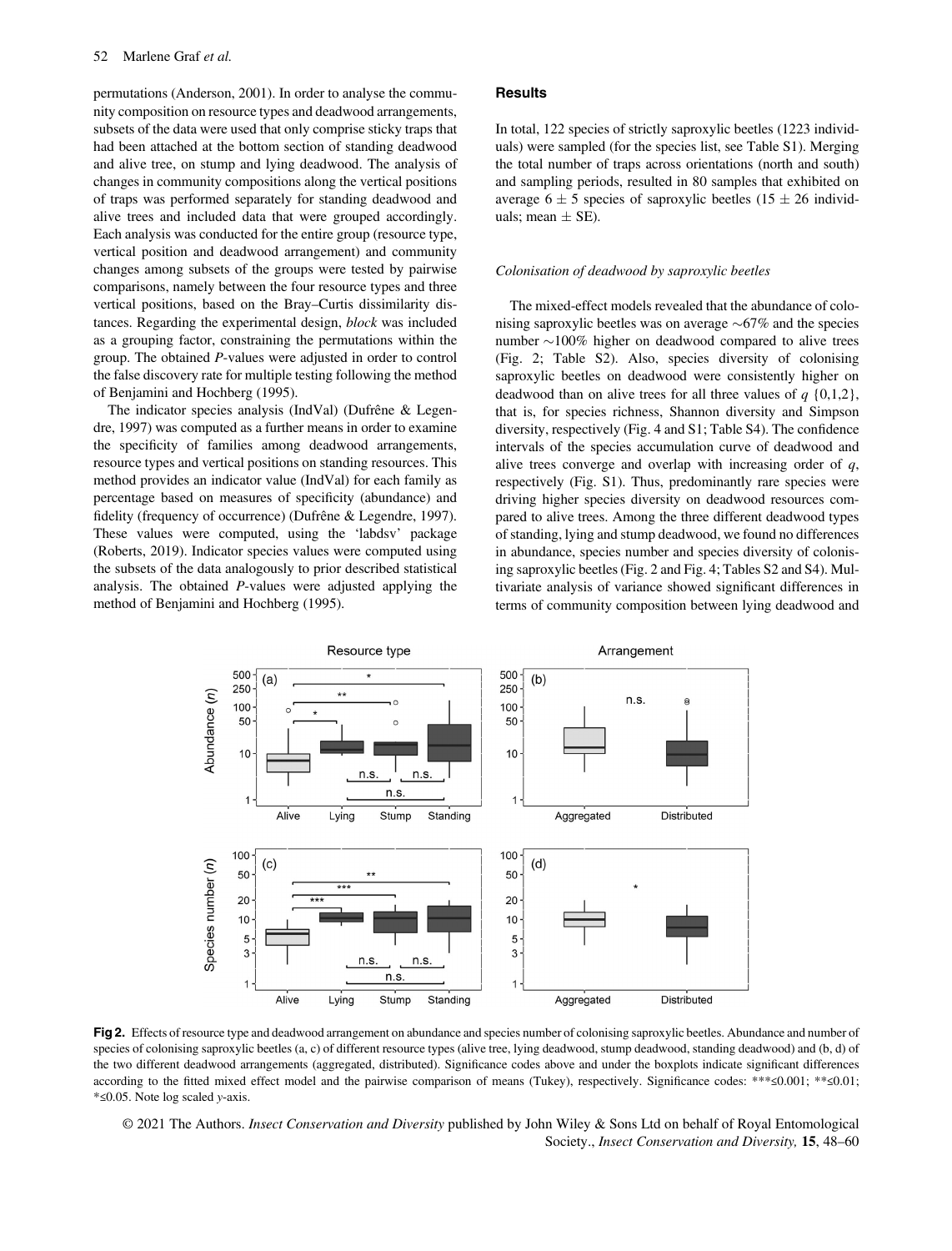permutations (Anderson, 2001). In order to analyse the community composition on resource types and deadwood arrangements, subsets of the data were used that only comprise sticky traps that had been attached at the bottom section of standing deadwood and alive tree, on stump and lying deadwood. The analysis of changes in community compositions along the vertical positions of traps was performed separately for standing deadwood and alive trees and included data that were grouped accordingly. Each analysis was conducted for the entire group (resource type, vertical position and deadwood arrangement) and community changes among subsets of the groups were tested by pairwise comparisons, namely between the four resource types and three vertical positions, based on the Bray–Curtis dissimilarity distances. Regarding the experimental design, *block* was included as a grouping factor, constraining the permutations within the group. The obtained *P*-values were adjusted in order to control the false discovery rate for multiple testing following the method of Benjamini and Hochberg (1995).

The indicator species analysis (IndVal) (Dufrêne & Legendre, 1997) was computed as a further means in order to examine the specificity of families among deadwood arrangements, resource types and vertical positions on standing resources. This method provides an indicator value (IndVal) for each family as percentage based on measures of specificity (abundance) and fidelity (frequency of occurrence) (Dufrêne & Legendre, 1997). These values were computed, using the 'labdsv' package (Roberts, 2019). Indicator species values were computed using the subsets of the data analogously to prior described statistical analysis. The obtained *P*-values were adjusted applying the method of Benjamini and Hochberg (1995).

## Results

In total, 122 species of strictly saproxylic beetles (1223 individuals) were sampled (for the species list, see Table S1). Merging the total number of traps across orientations (north and south) and sampling periods, resulted in 80 samples that exhibited on average $6 \pm 5$ species of saproxylic beetles ($15 \pm 26$ individuals; mean $\pm$ SE).

### *Colonisation of deadwood by saproxylic beetles*

The mixed-effect models revealed that the abundance of colonising saproxylic beetles was on average ~67% and the species number ~100% higher on deadwood compared to alive trees (Fig. 2; Table S2). Also, species diversity of colonising saproxylic beetles on deadwood were consistently higher on deadwood than on alive trees for all three values of $q$ {0,1,2}, that is, for species richness, Shannon diversity and Simpson diversity, respectively (Fig. 4 and S1; Table S4). The confidence intervals of the species accumulation curve of deadwood and alive trees converge and overlap with increasing order of $q$, respectively (Fig. S1). Thus, predominantly rare species were driving higher species diversity on deadwood resources compared to alive trees. Among the three different deadwood types of standing, lying and stump deadwood, we found no differences in abundance, species number and species diversity of colonising saproxylic beetles (Fig. 2 and Fig. 4; Tables S2 and S4). Multivariate analysis of variance showed significant differences in terms of community composition between lying deadwood and

**Fig 2.** Effects of resource type and deadwood arrangement on abundance and species number of colonising saproxylic beetles. Abundance and number of species of colonising saproxylic beetles (a, c) of different resource types (alive tree, lying deadwood, stump deadwood, standing deadwood) and (b, d) of the two different deadwood arrangements (aggregated, distributed). Significance codes above and under the boxplots indicate significant differences according to the fitted mixed effect model and the pairwise comparison of means (Tukey), respectively. Significance codes: ***≤0.001; **≤0.01; *≤0.05. Note log scaled *y*-axis.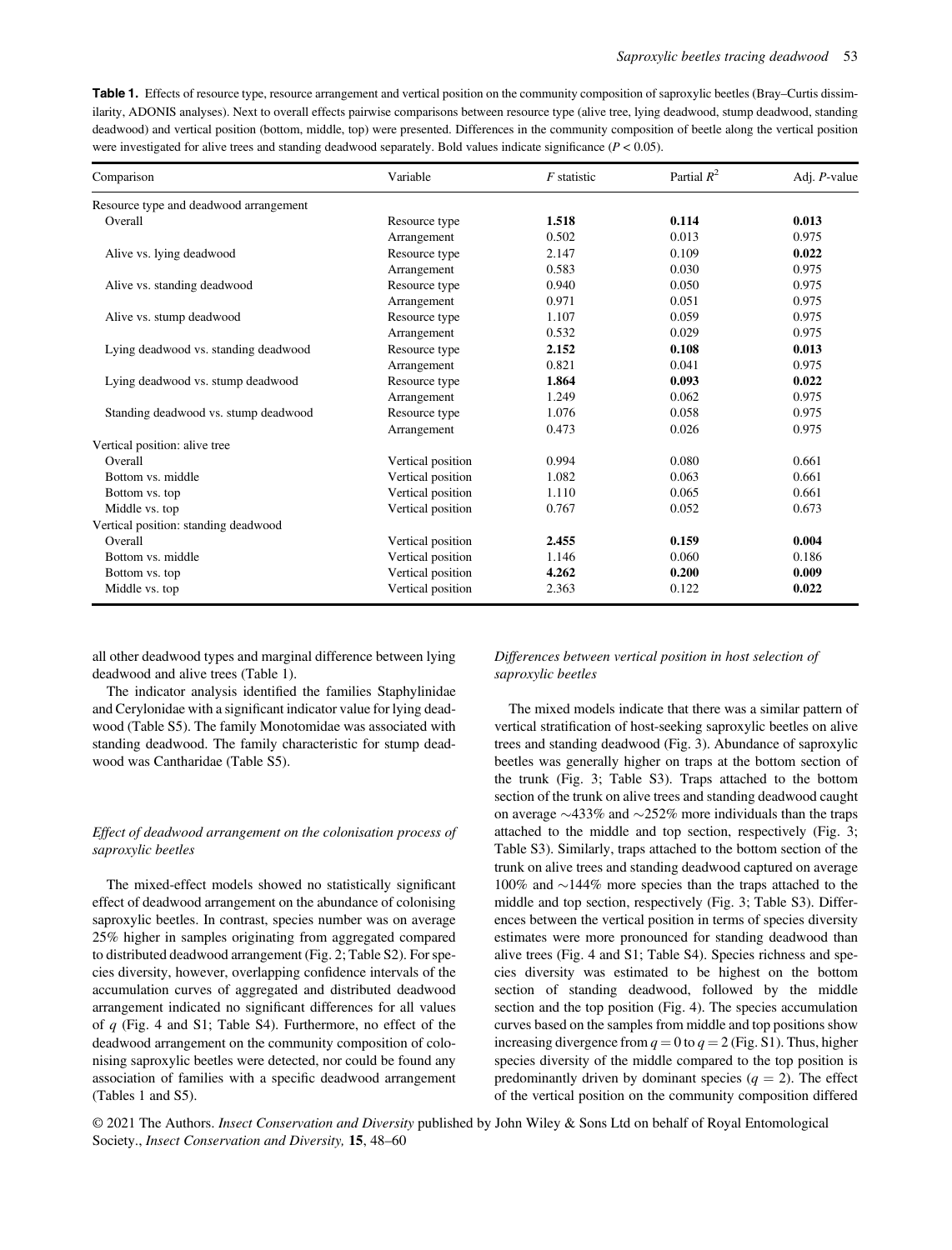**Table 1.** Effects of resource type, resource arrangement and vertical position on the community composition of saproxylic beetles (Bray–Curtis dissimilarity, ADONIS analyses). Next to overall effects pairwise comparisons between resource type (alive tree, lying deadwood, stump deadwood, standing deadwood) and vertical position (bottom, middle, top) were presented. Differences in the community composition of beetle along the vertical position were investigated for alive trees and standing deadwood separately. Bold values indicate significance ($P < 0.05$).

| Comparison | Variable | $F$ statistic | Partial $R^2$ | Adj. $P$-value |
|---|---|---|---|---|
| Resource type and deadwood arrangement | | | | |
| Overall | Resource type | **1.518** | **0.114** | **0.013** |
| | Arrangement | 0.502 | 0.013 | 0.975 |
| Alive vs. lying deadwood | Resource type | 2.147 | 0.109 | **0.022** |
| | Arrangement | 0.583 | 0.030 | 0.975 |
| Alive vs. standing deadwood | Resource type | 0.940 | 0.050 | 0.975 |
| | Arrangement | 0.971 | 0.051 | 0.975 |
| Alive vs. stump deadwood | Resource type | 1.107 | 0.059 | 0.975 |
| | Arrangement | 0.532 | 0.029 | 0.975 |
| Lying deadwood vs. standing deadwood | Resource type | **2.152** | **0.108** | **0.013** |
| | Arrangement | 0.821 | 0.041 | 0.975 |
| Lying deadwood vs. stump deadwood | Resource type | **1.864** | **0.093** | **0.022** |
| | Arrangement | 1.249 | 0.062 | 0.975 |
| Standing deadwood vs. stump deadwood | Resource type | 1.076 | 0.058 | 0.975 |
| | Arrangement | 0.473 | 0.026 | 0.975 |
| Vertical position: alive tree | | | | |
| Overall | Vertical position | 0.994 | 0.080 | 0.661 |
| Bottom vs. middle | Vertical position | 1.082 | 0.063 | 0.661 |
| Bottom vs. top | Vertical position | 1.110 | 0.065 | 0.661 |
| Middle vs. top | Vertical position | 0.767 | 0.052 | 0.673 |
| Vertical position: standing deadwood | | | | |
| Overall | Vertical position | **2.455** | **0.159** | **0.004** |
| Bottom vs. middle | Vertical position | 1.146 | 0.060 | 0.186 |
| Bottom vs. top | Vertical position | **4.262** | **0.200** | **0.009** |
| Middle vs. top | Vertical position | 2.363 | 0.122 | **0.022** |

all other deadwood types and marginal difference between lying deadwood and alive trees (Table 1).

The indicator analysis identified the families Staphylinidae and Cerylonidae with a significant indicator value for lying deadwood (Table S5). The family Monotomidae was associated with standing deadwood. The family characteristic for stump deadwood was Cantharidae (Table S5).

### *Effect of deadwood arrangement on the colonisation process of saproxylic beetles*

The mixed-effect models showed no statistically significant effect of deadwood arrangement on the abundance of colonising saproxylic beetles. In contrast, species number was on average 25% higher in samples originating from aggregated compared to distributed deadwood arrangement (Fig. 2; Table S2). For species diversity, however, overlapping confidence intervals of the accumulation curves of aggregated and distributed deadwood arrangement indicated no significant differences for all values of $q$ (Fig. 4 and S1; Table S4). Furthermore, no effect of the deadwood arrangement on the community composition of colonising saproxylic beetles were detected, nor could be found any association of families with a specific deadwood arrangement (Tables 1 and S5).

### *Differences between vertical position in host selection of saproxylic beetles*

The mixed models indicate that there was a similar pattern of vertical stratification of host-seeking saproxylic beetles on alive trees and standing deadwood (Fig. 3). Abundance of saproxylic beetles was generally higher on traps at the bottom section of the trunk (Fig. 3; Table S3). Traps attached to the bottom section of the trunk on alive trees and standing deadwood caught on average ~433% and ~252% more individuals than the traps attached to the middle and top section, respectively (Fig. 3; Table S3). Similarly, traps attached to the bottom section of the trunk on alive trees and standing deadwood captured on average 100% and ~144% more species than the traps attached to the middle and top section, respectively (Fig. 3; Table S3). Differences between the vertical position in terms of species diversity estimates were more pronounced for standing deadwood than alive trees (Fig. 4 and S1; Table S4). Species richness and species diversity was estimated to be highest on the bottom section of standing deadwood, followed by the middle section and the top position (Fig. 4). The species accumulation curves based on the samples from middle and top positions show increasing divergence from $q = 0$ to $q = 2$ (Fig. S1). Thus, higher species diversity of the middle compared to the top position is predominantly driven by dominant species ($q = 2$). The effect of the vertical position on the community composition differed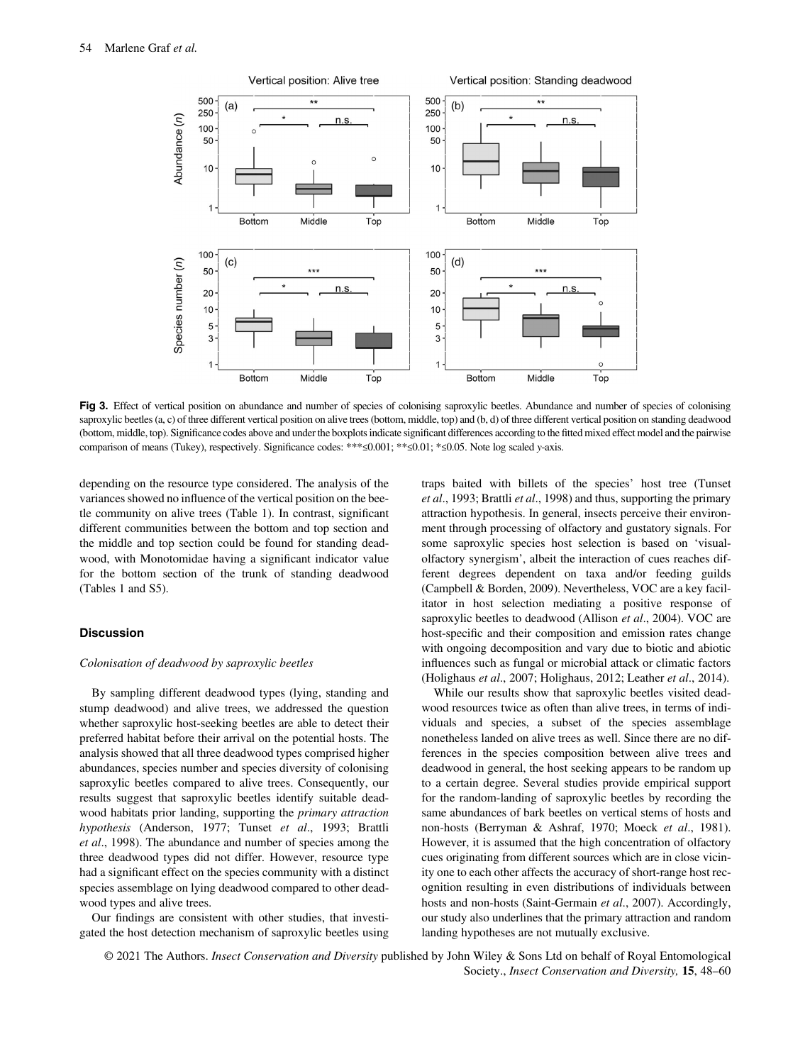**Fig 3.** Effect of vertical position on abundance and number of species of colonising saproxylic beetles. Abundance and number of species of colonising saproxylic beetles (a, c) of three different vertical position on alive trees (bottom, middle, top) and (b, d) of three different vertical position on standing deadwood (bottom, middle, top). Significance codes above and under the boxplots indicate significant differences according to the fitted mixed effect model and the pairwise comparison of means (Tukey), respectively. Significance codes: ***≤0.001; **≤0.01; *≤0.05. Note log scaled *y*-axis.

depending on the resource type considered. The analysis of the variances showed no influence of the vertical position on the beetle community on alive trees (Table 1). In contrast, significant different communities between the bottom and top section and the middle and top section could be found for standing deadwood, with Monotomidae having a significant indicator value for the bottom section of the trunk of standing deadwood (Tables 1 and S5).

## Discussion

### *Colonisation of deadwood by saproxylic beetles*

By sampling different deadwood types (lying, standing and stump deadwood) and alive trees, we addressed the question whether saproxylic host-seeking beetles are able to detect their preferred habitat before their arrival on the potential hosts. The analysis showed that all three deadwood types comprised higher abundances, species number and species diversity of colonising saproxylic beetles compared to alive trees. Consequently, our results suggest that saproxylic beetles identify suitable deadwood habitats prior landing, supporting the *primary attraction hypothesis* (Anderson, 1977; Tunset *et al*., 1993; Brattli *et al*., 1998). The abundance and number of species among the three deadwood types did not differ. However, resource type had a significant effect on the species community with a distinct species assemblage on lying deadwood compared to other deadwood types and alive trees.

Our findings are consistent with other studies, that investigated the host detection mechanism of saproxylic beetles using traps baited with billets of the species' host tree (Tunset *et al*., 1993; Brattli *et al*., 1998) and thus, supporting the primary attraction hypothesis. In general, insects perceive their environment through processing of olfactory and gustatory signals. For some saproxylic species host selection is based on 'visual-olfactory synergism', albeit the interaction of cues reaches different degrees dependent on taxa and/or feeding guilds (Campbell & Borden, 2009). Nevertheless, VOC are a key facilitator in host selection mediating a positive response of saproxylic beetles to deadwood (Allison *et al*., 2004). VOC are host-specific and their composition and emission rates change with ongoing decomposition and vary due to biotic and abiotic influences such as fungal or microbial attack or climatic factors (Holighaus *et al*., 2007; Holighaus, 2012; Leather *et al*., 2014).

While our results show that saproxylic beetles visited deadwood resources twice as often than alive trees, in terms of individuals and species, a subset of the species assemblage nonetheless landed on alive trees as well. Since there are no differences in the species composition between alive trees and deadwood in general, the host seeking appears to be random up to a certain degree. Several studies provide empirical support for the random-landing of saproxylic beetles by recording the same abundances of bark beetles on vertical stems of hosts and non-hosts (Berryman & Ashraf, 1970; Moeck *et al*., 1981). However, it is assumed that the high concentration of olfactory cues originating from different sources which are in close vicinity one to each other affects the accuracy of short-range host recognition resulting in even distributions of individuals between hosts and non-hosts (Saint-Germain *et al*., 2007). Accordingly, our study also underlines that the primary attraction and random landing hypotheses are not mutually exclusive.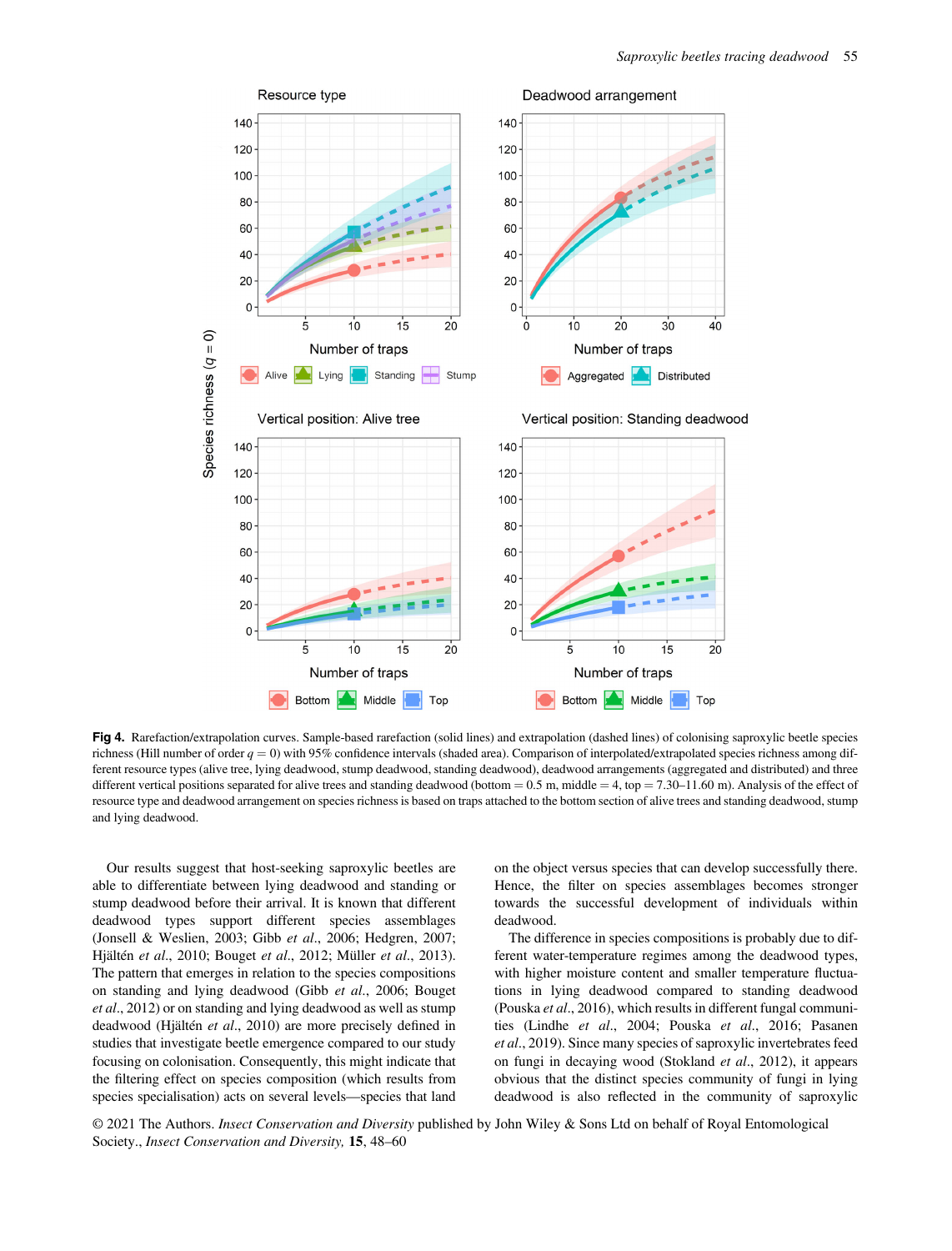**Fig 4.** Rarefaction/extrapolation curves. Sample-based rarefaction (solid lines) and extrapolation (dashed lines) of colonising saproxylic beetle species richness (Hill number of order $q = 0$) with 95% confidence intervals (shaded area). Comparison of interpolated/extrapolated species richness among different resource types (alive tree, lying deadwood, stump deadwood, standing deadwood), deadwood arrangements (aggregated and distributed) and three different vertical positions separated for alive trees and standing deadwood (bottom = 0.5 m, middle = 4, top = 7.30–11.60 m). Analysis of the effect of resource type and deadwood arrangement on species richness is based on traps attached to the bottom section of alive trees and standing deadwood, stump and lying deadwood.

Our results suggest that host-seeking saproxylic beetles are able to differentiate between lying deadwood and standing or stump deadwood before their arrival. It is known that different deadwood types support different species assemblages (Jonsell & Weslien, 2003; Gibb *et al*., 2006; Hedgren, 2007; Hjältén *et al*., 2010; Bouget *et al*., 2012; Müller *et al*., 2013). The pattern that emerges in relation to the species compositions on standing and lying deadwood (Gibb *et al*., 2006; Bouget *et al*., 2012) or on standing and lying deadwood as well as stump deadwood (Hjältén *et al*., 2010) are more precisely defined in studies that investigate beetle emergence compared to our study focusing on colonisation. Consequently, this might indicate that the filtering effect on species composition (which results from species specialisation) acts on several levels—species that land on the object versus species that can develop successfully there. Hence, the filter on species assemblages becomes stronger towards the successful development of individuals within deadwood.

The difference in species compositions is probably due to different water-temperature regimes among the deadwood types, with higher moisture content and smaller temperature fluctuations in lying deadwood compared to standing deadwood (Pouska *et al*., 2016), which results in different fungal communities (Lindhe *et al*., 2004; Pouska *et al*., 2016; Pasanen *et al*., 2019). Since many species of saproxylic invertebrates feed on fungi in decaying wood (Stokland *et al*., 2012), it appears obvious that the distinct species community of fungi in lying deadwood is also reflected in the community of saproxylic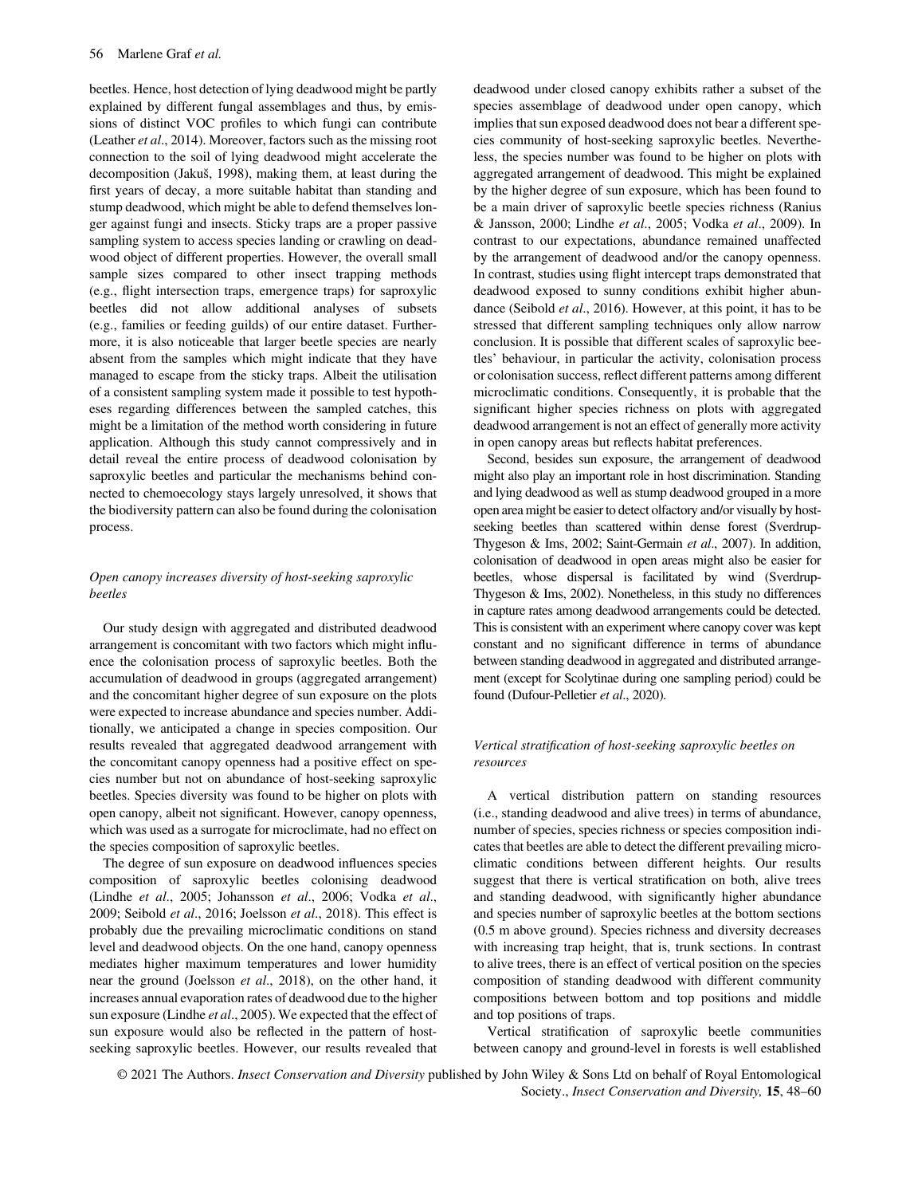beetles. Hence, host detection of lying deadwood might be partly explained by different fungal assemblages and thus, by emissions of distinct VOC profiles to which fungi can contribute (Leather *et al*., 2014). Moreover, factors such as the missing root connection to the soil of lying deadwood might accelerate the decomposition (Jakuš, 1998), making them, at least during the first years of decay, a more suitable habitat than standing and stump deadwood, which might be able to defend themselves longer against fungi and insects. Sticky traps are a proper passive sampling system to access species landing or crawling on deadwood object of different properties. However, the overall small sample sizes compared to other insect trapping methods (e.g., flight intersection traps, emergence traps) for saproxylic beetles did not allow additional analyses of subsets (e.g., families or feeding guilds) of our entire dataset. Furthermore, it is also noticeable that larger beetle species are nearly absent from the samples which might indicate that they have managed to escape from the sticky traps. Albeit the utilisation of a consistent sampling system made it possible to test hypotheses regarding differences between the sampled catches, this might be a limitation of the method worth considering in future application. Although this study cannot compressively and in detail reveal the entire process of deadwood colonisation by saproxylic beetles and particular the mechanisms behind connected to chemoecology stays largely unresolved, it shows that the biodiversity pattern can also be found during the colonisation process.

### *Open canopy increases diversity of host-seeking saproxylic beetles*

Our study design with aggregated and distributed deadwood arrangement is concomitant with two factors which might influence the colonisation process of saproxylic beetles. Both the accumulation of deadwood in groups (aggregated arrangement) and the concomitant higher degree of sun exposure on the plots were expected to increase abundance and species number. Additionally, we anticipated a change in species composition. Our results revealed that aggregated deadwood arrangement with the concomitant canopy openness had a positive effect on species number but not on abundance of host-seeking saproxylic beetles. Species diversity was found to be higher on plots with open canopy, albeit not significant. However, canopy openness, which was used as a surrogate for microclimate, had no effect on the species composition of saproxylic beetles.

The degree of sun exposure on deadwood influences species composition of saproxylic beetles colonising deadwood (Lindhe *et al*., 2005; Johansson *et al*., 2006; Vodka *et al*., 2009; Seibold *et al*., 2016; Joelsson *et al*., 2018). This effect is probably due the prevailing microclimatic conditions on stand level and deadwood objects. On the one hand, canopy openness mediates higher maximum temperatures and lower humidity near the ground (Joelsson *et al*., 2018), on the other hand, it increases annual evaporation rates of deadwood due to the higher sun exposure (Lindhe *et al*., 2005). We expected that the effect of sun exposure would also be reflected in the pattern of host-seeking saproxylic beetles. However, our results revealed that deadwood under closed canopy exhibits rather a subset of the species assemblage of deadwood under open canopy, which implies that sun exposed deadwood does not bear a different species community of host-seeking saproxylic beetles. Nevertheless, the species number was found to be higher on plots with aggregated arrangement of deadwood. This might be explained by the higher degree of sun exposure, which has been found to be a main driver of saproxylic beetle species richness (Ranius & Jansson, 2000; Lindhe *et al*., 2005; Vodka *et al*., 2009). In contrast to our expectations, abundance remained unaffected by the arrangement of deadwood and/or the canopy openness. In contrast, studies using flight intercept traps demonstrated that deadwood exposed to sunny conditions exhibit higher abundance (Seibold *et al*., 2016). However, at this point, it has to be stressed that different sampling techniques only allow narrow conclusion. It is possible that different scales of saproxylic beetles' behaviour, in particular the activity, colonisation process or colonisation success, reflect different patterns among different microclimatic conditions. Consequently, it is probable that the significant higher species richness on plots with aggregated deadwood arrangement is not an effect of generally more activity in open canopy areas but reflects habitat preferences.

Second, besides sun exposure, the arrangement of deadwood might also play an important role in host discrimination. Standing and lying deadwood as well as stump deadwood grouped in a more open area might be easier to detect olfactory and/or visually by host-seeking beetles than scattered within dense forest (Sverdrup-Thygeson & Ims, 2002; Saint-Germain *et al*., 2007). In addition, colonisation of deadwood in open areas might also be easier for beetles, whose dispersal is facilitated by wind (Sverdrup-Thygeson & Ims, 2002). Nonetheless, in this study no differences in capture rates among deadwood arrangements could be detected. This is consistent with an experiment where canopy cover was kept constant and no significant difference in terms of abundance between standing deadwood in aggregated and distributed arrangement (except for Scolytinae during one sampling period) could be found (Dufour-Pelletier *et al*., 2020).

### *Vertical stratification of host-seeking saproxylic beetles on resources*

A vertical distribution pattern on standing resources (i.e., standing deadwood and alive trees) in terms of abundance, number of species, species richness or species composition indicates that beetles are able to detect the different prevailing microclimatic conditions between different heights. Our results suggest that there is vertical stratification on both, alive trees and standing deadwood, with significantly higher abundance and species number of saproxylic beetles at the bottom sections (0.5 m above ground). Species richness and diversity decreases with increasing trap height, that is, trunk sections. In contrast to alive trees, there is an effect of vertical position on the species composition of standing deadwood with different community compositions between bottom and top positions and middle and top positions of traps.

Vertical stratification of saproxylic beetle communities between canopy and ground-level in forests is well established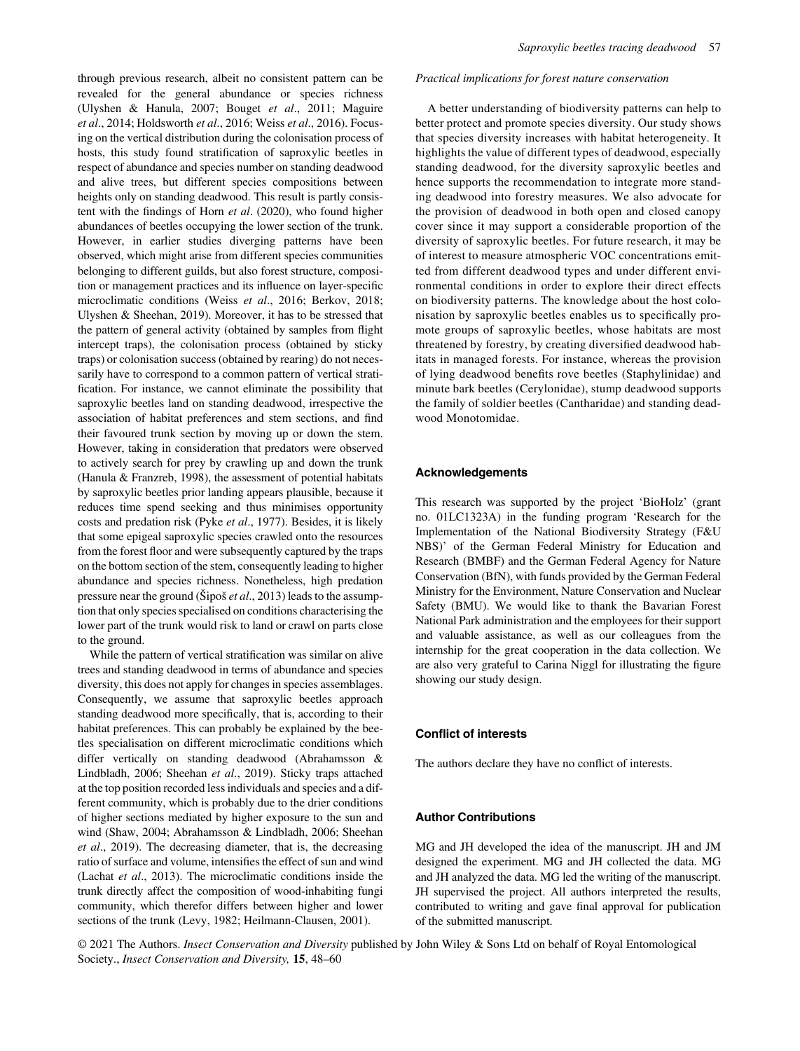through previous research, albeit no consistent pattern can be revealed for the general abundance or species richness (Ulyshen & Hanula, 2007; Bouget *et al*., 2011; Maguire *et al*., 2014; Holdsworth *et al*., 2016; Weiss *et al*., 2016). Focusing on the vertical distribution during the colonisation process of hosts, this study found stratification of saproxylic beetles in respect of abundance and species number on standing deadwood and alive trees, but different species compositions between heights only on standing deadwood. This result is partly consistent with the findings of Horn *et al*. (2020), who found higher abundances of beetles occupying the lower section of the trunk. However, in earlier studies diverging patterns have been observed, which might arise from different species communities belonging to different guilds, but also forest structure, composition or management practices and its influence on layer-specific microclimatic conditions (Weiss *et al*., 2016; Berkov, 2018; Ulyshen & Sheehan, 2019). Moreover, it has to be stressed that the pattern of general activity (obtained by samples from flight intercept traps), the colonisation process (obtained by sticky traps) or colonisation success (obtained by rearing) do not necessarily have to correspond to a common pattern of vertical stratification. For instance, we cannot eliminate the possibility that saproxylic beetles land on standing deadwood, irrespective the association of habitat preferences and stem sections, and find their favoured trunk section by moving up or down the stem. However, taking in consideration that predators were observed to actively search for prey by crawling up and down the trunk (Hanula & Franzreb, 1998), the assessment of potential habitats by saproxylic beetles prior landing appears plausible, because it reduces time spend seeking and thus minimises opportunity costs and predation risk (Pyke *et al*., 1977). Besides, it is likely that some epigeal saproxylic species crawled onto the resources from the forest floor and were subsequently captured by the traps on the bottom section of the stem, consequently leading to higher abundance and species richness. Nonetheless, high predation pressure near the ground (Šipoš *et al*., 2013) leads to the assumption that only species specialised on conditions characterising the lower part of the trunk would risk to land or crawl on parts close to the ground.

While the pattern of vertical stratification was similar on alive trees and standing deadwood in terms of abundance and species diversity, this does not apply for changes in species assemblages. Consequently, we assume that saproxylic beetles approach standing deadwood more specifically, that is, according to their habitat preferences. This can probably be explained by the beetles specialisation on different microclimatic conditions which differ vertically on standing deadwood (Abrahamsson & Lindbladh, 2006; Sheehan *et al*., 2019). Sticky traps attached at the top position recorded less individuals and species and a different community, which is probably due to the drier conditions of higher sections mediated by higher exposure to the sun and wind (Shaw, 2004; Abrahamsson & Lindbladh, 2006; Sheehan *et al*., 2019). The decreasing diameter, that is, the decreasing ratio of surface and volume, intensifies the effect of sun and wind (Lachat *et al*., 2013). The microclimatic conditions inside the trunk directly affect the composition of wood-inhabiting fungi community, which therefor differs between higher and lower sections of the trunk (Levy, 1982; Heilmann-Clausen, 2001).

*Practical implications for forest nature conservation*

A better understanding of biodiversity patterns can help to better protect and promote species diversity. Our study shows that species diversity increases with habitat heterogeneity. It highlights the value of different types of deadwood, especially standing deadwood, for the diversity saproxylic beetles and hence supports the recommendation to integrate more standing deadwood into forestry measures. We also advocate for the provision of deadwood in both open and closed canopy cover since it may support a considerable proportion of the diversity of saproxylic beetles. For future research, it may be of interest to measure atmospheric VOC concentrations emitted from different deadwood types and under different environmental conditions in order to explore their direct effects on biodiversity patterns. The knowledge about the host colonisation by saproxylic beetles enables us to specifically promote groups of saproxylic beetles, whose habitats are most threatened by forestry, by creating diversified deadwood habitats in managed forests. For instance, whereas the provision of lying deadwood benefits rove beetles (Staphylinidae) and minute bark beetles (Cerylonidae), stump deadwood supports the family of soldier beetles (Cantharidae) and standing deadwood Monotomidae.

## Acknowledgements

This research was supported by the project 'BioHolz' (grant no. 01LC1323A) in the funding program 'Research for the Implementation of the National Biodiversity Strategy (F&U NBS)' of the German Federal Ministry for Education and Research (BMBF) and the German Federal Agency for Nature Conservation (BfN), with funds provided by the German Federal Ministry for the Environment, Nature Conservation and Nuclear Safety (BMU). We would like to thank the Bavarian Forest National Park administration and the employees for their support and valuable assistance, as well as our colleagues from the internship for the great cooperation in the data collection. We are also very grateful to Carina Niggl for illustrating the figure showing our study design.

## Conflict of interests

The authors declare they have no conflict of interests.

## Author Contributions

MG and JH developed the idea of the manuscript. JH and JM designed the experiment. MG and JH collected the data. MG and JH analyzed the data. MG led the writing of the manuscript. JH supervised the project. All authors interpreted the results, contributed to writing and gave final approval for publication of the submitted manuscript.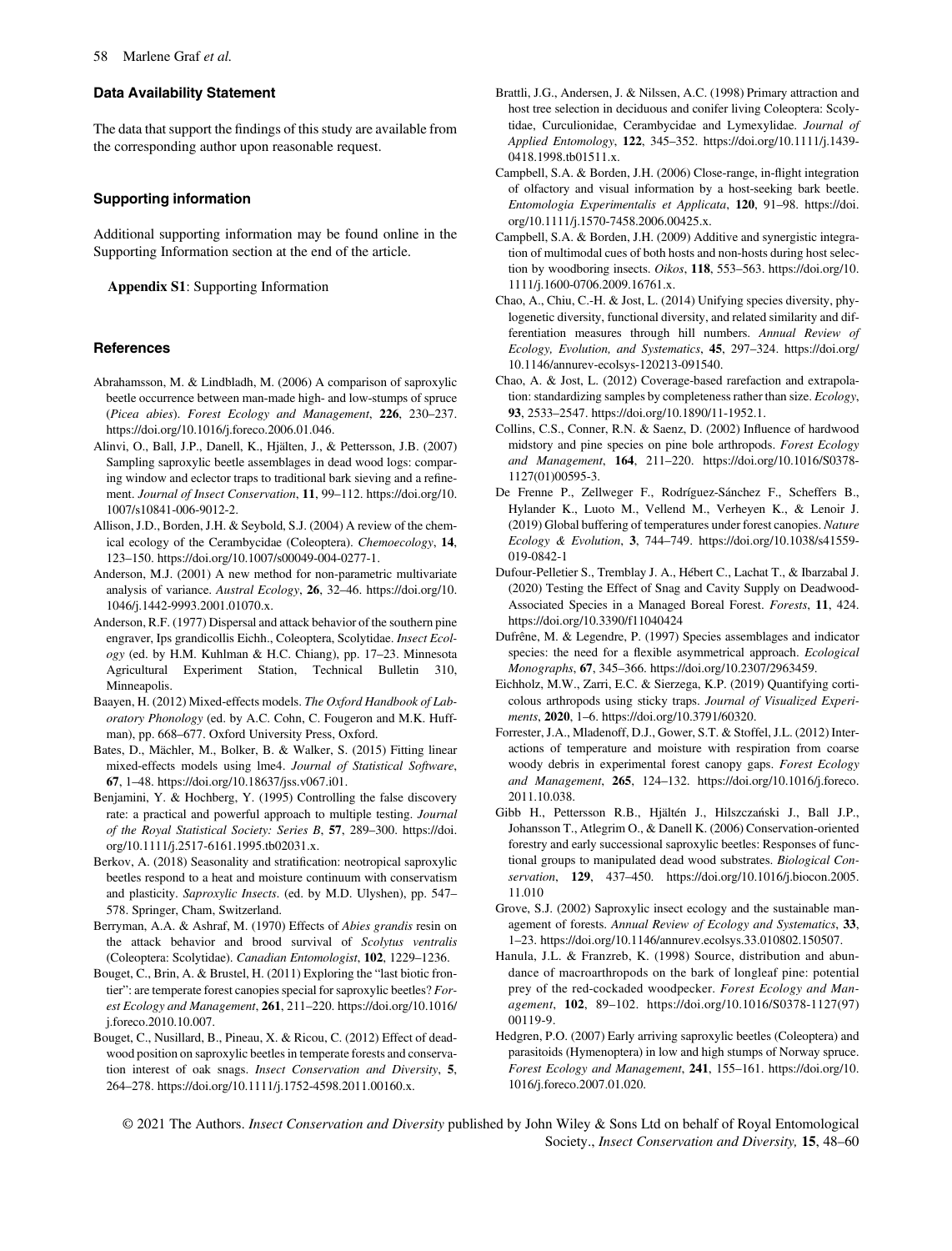## Data Availability Statement

The data that support the findings of this study are available from the corresponding author upon reasonable request.

## Supporting information

Additional supporting information may be found online in the Supporting Information section at the end of the article.

**Appendix S1**: Supporting Information

## References

Abrahamsson, M. & Lindbladh, M. (2006) A comparison of saproxylic beetle occurrence between man-made high- and low-stumps of spruce (*Picea abies*). *Forest Ecology and Management*, **226**, 230–237. https://doi.org/10.1016/j.foreco.2006.01.046.

Alinvi, O., Ball, J.P., Danell, K., Hjälten, J., & Pettersson, J.B. (2007) Sampling saproxylic beetle assemblages in dead wood logs: comparing window and eclector traps to traditional bark sieving and a refinement. *Journal of Insect Conservation*, **11**, 99–112. https://doi.org/10.1007/s10841-006-9012-2.

Allison, J.D., Borden, J.H. & Seybold, S.J. (2004) A review of the chemical ecology of the Cerambycidae (Coleoptera). *Chemoecology*, **14**, 123–150. https://doi.org/10.1007/s00049-004-0277-1.

Anderson, M.J. (2001) A new method for non-parametric multivariate analysis of variance. *Austral Ecology*, **26**, 32–46. https://doi.org/10.1046/j.1442-9993.2001.01070.x.

Anderson, R.F. (1977) Dispersal and attack behavior of the southern pine engraver, Ips grandicollis Eichh., Coleoptera, Scolytidae. *Insect Ecology* (ed. by H.M. Kuhlman & H.C. Chiang), pp. 17–23. Minnesota Agricultural Experiment Station, Technical Bulletin 310, Minneapolis.

Baayen, H. (2012) Mixed-effects models. *The Oxford Handbook of Laboratory Phonology* (ed. by A.C. Cohn, C. Fougeron and M.K. Huffman), pp. 668–677. Oxford University Press, Oxford.

Bates, D., Mächler, M., Bolker, B. & Walker, S. (2015) Fitting linear mixed-effects models using lme4. *Journal of Statistical Software*, **67**, 1–48. https://doi.org/10.18637/jss.v067.i01.

Benjamini, Y. & Hochberg, Y. (1995) Controlling the false discovery rate: a practical and powerful approach to multiple testing. *Journal of the Royal Statistical Society: Series B*, **57**, 289–300. https://doi.org/10.1111/j.2517-6161.1995.tb02031.x.

Berkov, A. (2018) Seasonality and stratification: neotropical saproxylic beetles respond to a heat and moisture continuum with conservatism and plasticity. *Saproxylic Insects*. (ed. by M.D. Ulyshen), pp. 547–578. Springer, Cham, Switzerland.

Berryman, A.A. & Ashraf, M. (1970) Effects of *Abies grandis* resin on the attack behavior and brood survival of *Scolytus ventralis* (Coleoptera: Scolytidae). *Canadian Entomologist*, **102**, 1229–1236.

Bouget, C., Brin, A. & Brustel, H. (2011) Exploring the "last biotic frontier": are temperate forest canopies special for saproxylic beetles? *Forest Ecology and Management*, **261**, 211–220. https://doi.org/10.1016/j.foreco.2010.10.007.

Bouget, C., Nusillard, B., Pineau, X. & Ricou, C. (2012) Effect of deadwood position on saproxylic beetles in temperate forests and conservation interest of oak snags. *Insect Conservation and Diversity*, **5**, 264–278. https://doi.org/10.1111/j.1752-4598.2011.00160.x.

Brattli, J.G., Andersen, J. & Nilssen, A.C. (1998) Primary attraction and host tree selection in deciduous and conifer living Coleoptera: Scolytidae, Curculionidae, Cerambycidae and Lymexylidae. *Journal of Applied Entomology*, **122**, 345–352. https://doi.org/10.1111/j.1439-0418.1998.tb01511.x.

Campbell, S.A. & Borden, J.H. (2006) Close-range, in-flight integration of olfactory and visual information by a host-seeking bark beetle. *Entomologia Experimentalis et Applicata*, **120**, 91–98. https://doi.org/10.1111/j.1570-7458.2006.00425.x.

Campbell, S.A. & Borden, J.H. (2009) Additive and synergistic integration of multimodal cues of both hosts and non-hosts during host selection by woodboring insects. *Oikos*, **118**, 553–563. https://doi.org/10.1111/j.1600-0706.2009.16761.x.

Chao, A., Chiu, C.-H. & Jost, L. (2014) Unifying species diversity, phylogenetic diversity, functional diversity, and related similarity and differentiation measures through hill numbers. *Annual Review of Ecology, Evolution, and Systematics*, **45**, 297–324. https://doi.org/10.1146/annurev-ecolsys-120213-091540.

Chao, A. & Jost, L. (2012) Coverage-based rarefaction and extrapolation: standardizing samples by completeness rather than size. *Ecology*, **93**, 2533–2547. https://doi.org/10.1890/11-1952.1.

Collins, C.S., Conner, R.N. & Saenz, D. (2002) Influence of hardwood midstory and pine species on pine bole arthropods. *Forest Ecology and Management*, **164**, 211–220. https://doi.org/10.1016/S0378-1127(01)00595-3.

De Frenne P., Zellweger F., Rodríguez-Sánchez F., Scheffers B., Hylander K., Luoto M., Vellend M., Verheyen K., & Lenoir J. (2019) Global buffering of temperatures under forest canopies. *Nature Ecology & Evolution*, **3**, 744–749. https://doi.org/10.1038/s41559-019-0842-1

Dufour-Pelletier S., Tremblay J. A., Hébert C., Lachat T., & Ibarzabal J. (2020) Testing the Effect of Snag and Cavity Supply on Deadwood-Associated Species in a Managed Boreal Forest. *Forests*, **11**, 424. https://doi.org/10.3390/f11040424

Dufrêne, M. & Legendre, P. (1997) Species assemblages and indicator species: the need for a flexible asymmetrical approach. *Ecological Monographs*, **67**, 345–366. https://doi.org/10.2307/2963459.

Eichholz, M.W., Zarri, E.C. & Sierzega, K.P. (2019) Quantifying corticolous arthropods using sticky traps. *Journal of Visualized Experiments*, **2020**, 1–6. https://doi.org/10.3791/60320.

Forrester, J.A., Mladenoff, D.J., Gower, S.T. & Stoffel, J.L. (2012) Interactions of temperature and moisture with respiration from coarse woody debris in experimental forest canopy gaps. *Forest Ecology and Management*, **265**, 124–132. https://doi.org/10.1016/j.foreco.2011.10.038.

Gibb H., Pettersson R.B., Hjältén J., Hilszczański J., Ball J.P., Johansson T., Atlegrim O., & Danell K. (2006) Conservation-oriented forestry and early successional saproxylic beetles: Responses of functional groups to manipulated dead wood substrates. *Biological Conservation*, **129**, 437–450. https://doi.org/10.1016/j.biocon.2005.11.010

Grove, S.J. (2002) Saproxylic insect ecology and the sustainable management of forests. *Annual Review of Ecology and Systematics*, **33**, 1–23. https://doi.org/10.1146/annurev.ecolsys.33.010802.150507.

Hanula, J.L. & Franzreb, K. (1998) Source, distribution and abundance of macroarthropods on the bark of longleaf pine: potential prey of the red-cockaded woodpecker. *Forest Ecology and Management*, **102**, 89–102. https://doi.org/10.1016/S0378-1127(97)00119-9.

Hedgren, P.O. (2007) Early arriving saproxylic beetles (Coleoptera) and parasitoids (Hymenoptera) in low and high stumps of Norway spruce. *Forest Ecology and Management*, **241**, 155–161. https://doi.org/10.1016/j.foreco.2007.01.020.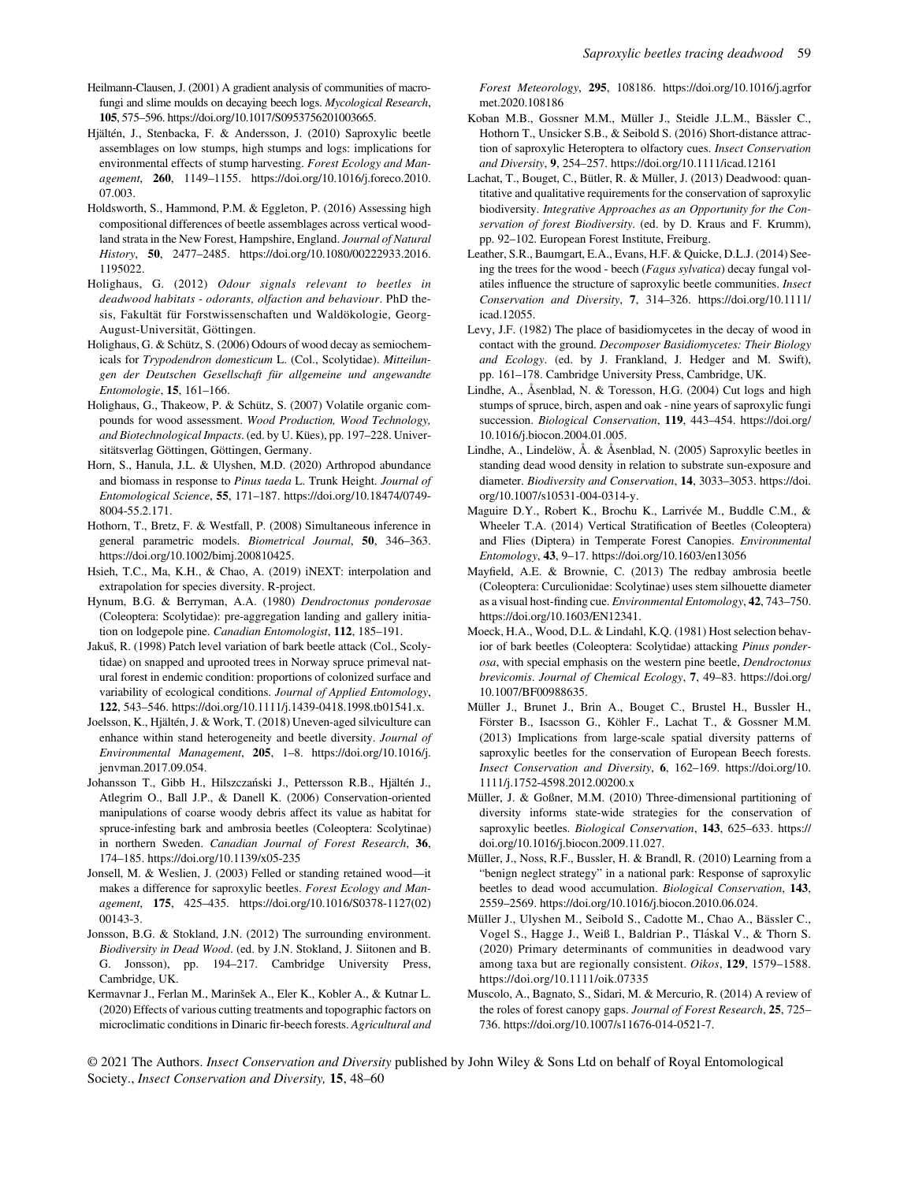Heilmann-Clausen, J. (2001) A gradient analysis of communities of macrofungi and slime moulds on decaying beech logs. *Mycological Research*, **105**, 575–596. https://doi.org/10.1017/S0953756201003665.

Hjältén, J., Stenbacka, F. & Andersson, J. (2010) Saproxylic beetle assemblages on low stumps, high stumps and logs: implications for environmental effects of stump harvesting. *Forest Ecology and Management*, **260**, 1149–1155. https://doi.org/10.1016/j.foreco.2010.07.003.

Holdsworth, S., Hammond, P.M. & Eggleton, P. (2016) Assessing high compositional differences of beetle assemblages across vertical woodland strata in the New Forest, Hampshire, England. *Journal of Natural History*, **50**, 2477–2485. https://doi.org/10.1080/00222933.2016.1195022.

Holighaus, G. (2012) *Odour signals relevant to beetles in deadwood habitats - odorants, olfaction and behaviour*. PhD thesis, Fakultät für Forstwissenschaften und Waldökologie, Georg-August-Universität, Göttingen.

Holighaus, G. & Schütz, S. (2006) Odours of wood decay as semiochemicals for *Trypodendron domesticum* L. (Col., Scolytidae). *Mitteilungen der Deutschen Gesellschaft für allgemeine und angewandte Entomologie*, **15**, 161–166.

Holighaus, G., Thakeow, P. & Schütz, S. (2007) Volatile organic compounds for wood assessment. *Wood Production, Wood Technology, and Biotechnological Impacts*. (ed. by U. Kües), pp. 197–228. Universitätsverlag Göttingen, Göttingen, Germany.

Horn, S., Hanula, J.L. & Ulyshen, M.D. (2020) Arthropod abundance and biomass in response to *Pinus taeda* L. Trunk Height. *Journal of Entomological Science*, **55**, 171–187. https://doi.org/10.18474/0749-8004-55.2.171.

Hothorn, T., Bretz, F. & Westfall, P. (2008) Simultaneous inference in general parametric models. *Biometrical Journal*, **50**, 346–363. https://doi.org/10.1002/bimj.200810425.

Hsieh, T.C., Ma, K.H., & Chao, A. (2019) iNEXT: interpolation and extrapolation for species diversity. R-project.

Hynum, B.G. & Berryman, A.A. (1980) *Dendroctonus ponderosae* (Coleoptera: Scolytidae): pre-aggregation landing and gallery initiation on lodgepole pine. *Canadian Entomologist*, **112**, 185–191.

Jakuš, R. (1998) Patch level variation of bark beetle attack (Col., Scolytidae) on snapped and uprooted trees in Norway spruce primeval natural forest in endemic condition: proportions of colonized surface and variability of ecological conditions. *Journal of Applied Entomology*, **122**, 543–546. https://doi.org/10.1111/j.1439-0418.1998.tb01541.x.

Joelsson, K., Hjältén, J. & Work, T. (2018) Uneven-aged silviculture can enhance within stand heterogeneity and beetle diversity. *Journal of Environmental Management*, **205**, 1–8. https://doi.org/10.1016/j.jenvman.2017.09.054.

Johansson T., Gibb H., Hilszczański J., Pettersson R.B., Hjältén J., Atlegrim O., Ball J.P., & Danell K. (2006) Conservation-oriented manipulations of coarse woody debris affect its value as habitat for spruce-infesting bark and ambrosia beetles (Coleoptera: Scolytinae) in northern Sweden. *Canadian Journal of Forest Research*, **36**, 174–185. https://doi.org/10.1139/x05-235

Jonsell, M. & Weslien, J. (2003) Felled or standing retained wood—it makes a difference for saproxylic beetles. *Forest Ecology and Management*, **175**, 425–435. https://doi.org/10.1016/S0378-1127(02)00143-3.

Jonsson, B.G. & Stokland, J.N. (2012) The surrounding environment. *Biodiversity in Dead Wood*. (ed. by J.N. Stokland, J. Siitonen and B. G. Jonsson), pp. 194–217. Cambridge University Press, Cambridge, UK.

Kermavnar J., Ferlan M., Marinšek A., Eler K., Kobler A., & Kutnar L. (2020) Effects of various cutting treatments and topographic factors on microclimatic conditions in Dinaric fir-beech forests. *Agricultural and Forest Meteorology*, **295**, 108186. https://doi.org/10.1016/j.agrformet.2020.108186

Koban M.B., Gossner M.M., Müller J., Steidle J.L.M., Bässler C., Hothorn T., Unsicker S.B., & Seibold S. (2016) Short-distance attraction of saproxylic Heteroptera to olfactory cues. *Insect Conservation and Diversity*, **9**, 254–257. https://doi.org/10.1111/icad.12161

Lachat, T., Bouget, C., Bütler, R. & Müller, J. (2013) Deadwood: quantitative and qualitative requirements for the conservation of saproxylic biodiversity. *Integrative Approaches as an Opportunity for the Conservation of forest Biodiversity*. (ed. by D. Kraus and F. Krumm), pp. 92–102. European Forest Institute, Freiburg.

Leather, S.R., Baumgart, E.A., Evans, H.F. & Quicke, D.L.J. (2014) Seeing the trees for the wood - beech (*Fagus sylvatica*) decay fungal volatiles influence the structure of saproxylic beetle communities. *Insect Conservation and Diversity*, **7**, 314–326. https://doi.org/10.1111/icad.12055.

Levy, J.F. (1982) The place of basidiomycetes in the decay of wood in contact with the ground. *Decomposer Basidiomycetes: Their Biology and Ecology*. (ed. by J. Frankland, J. Hedger and M. Swift), pp. 161–178. Cambridge University Press, Cambridge, UK.

Lindhe, A., Åsenblad, N. & Toresson, H.G. (2004) Cut logs and high stumps of spruce, birch, aspen and oak - nine years of saproxylic fungi succession. *Biological Conservation*, **119**, 443–454. https://doi.org/10.1016/j.biocon.2004.01.005.

Lindhe, A., Lindelöw, Å. & Åsenblad, N. (2005) Saproxylic beetles in standing dead wood density in relation to substrate sun-exposure and diameter. *Biodiversity and Conservation*, **14**, 3033–3053. https://doi.org/10.1007/s10531-004-0314-y.

Maguire D.Y., Robert K., Brochu K., Larrivée M., Buddle C.M., & Wheeler T.A. (2014) Vertical Stratification of Beetles (Coleoptera) and Flies (Diptera) in Temperate Forest Canopies. *Environmental Entomology*, **43**, 9–17. https://doi.org/10.1603/en13056

Mayfield, A.E. & Brownie, C. (2013) The redbay ambrosia beetle (Coleoptera: Curculionidae: Scolytinae) uses stem silhouette diameter as a visual host-finding cue. *Environmental Entomology*, **42**, 743–750. https://doi.org/10.1603/EN12341.

Moeck, H.A., Wood, D.L. & Lindahl, K.Q. (1981) Host selection behavior of bark beetles (Coleoptera: Scolytidae) attacking *Pinus ponderosa*, with special emphasis on the western pine beetle, *Dendroctonus brevicomis*. *Journal of Chemical Ecology*, **7**, 49–83. https://doi.org/10.1007/BF00988635.

Müller J., Brunet J., Brin A., Bouget C., Brustel H., Bussler H., Förster B., Isacsson G., Köhler F., Lachat T., & Gossner M.M. (2013) Implications from large-scale spatial diversity patterns of saproxylic beetles for the conservation of European Beech forests. *Insect Conservation and Diversity*, **6**, 162–169. https://doi.org/10.1111/j.1752-4598.2012.00200.x

Müller, J. & Goßner, M.M. (2010) Three-dimensional partitioning of diversity informs state-wide strategies for the conservation of saproxylic beetles. *Biological Conservation*, **143**, 625–633. https://doi.org/10.1016/j.biocon.2009.11.027.

Müller, J., Noss, R.F., Bussler, H. & Brandl, R. (2010) Learning from a "benign neglect strategy" in a national park: Response of saproxylic beetles to dead wood accumulation. *Biological Conservation*, **143**, 2559–2569. https://doi.org/10.1016/j.biocon.2010.06.024.

Müller J., Ulyshen M., Seibold S., Cadotte M., Chao A., Bässler C., Vogel S., Hagge J., Weiß I., Baldrian P., Tláskal V., & Thorn S. (2020) Primary determinants of communities in deadwood vary among taxa but are regionally consistent. *Oikos*, **129**, 1579–1588. https://doi.org/10.1111/oik.07335

Muscolo, A., Bagnato, S., Sidari, M. & Mercurio, R. (2014) A review of the roles of forest canopy gaps. *Journal of Forest Research*, **25**, 725–736. https://doi.org/10.1007/s11676-014-0521-7.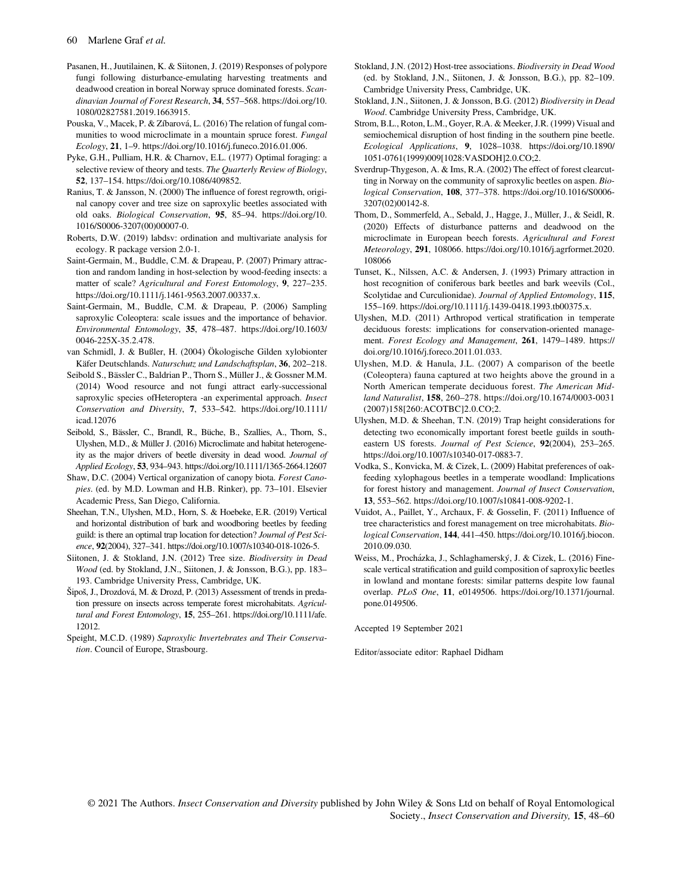Pasanen, H., Juutilainen, K. & Siitonen, J. (2019) Responses of polypore fungi following disturbance-emulating harvesting treatments and deadwood creation in boreal Norway spruce dominated forests. *Scandinavian Journal of Forest Research*, **34**, 557–568. https://doi.org/10.1080/02827581.2019.1663915.

Pouska, V., Macek, P. & Zíbarová, L. (2016) The relation of fungal communities to wood microclimate in a mountain spruce forest. *Fungal Ecology*, **21**, 1–9. https://doi.org/10.1016/j.funeco.2016.01.006.

Pyke, G.H., Pulliam, H.R. & Charnov, E.L. (1977) Optimal foraging: a selective review of theory and tests. *The Quarterly Review of Biology*, **52**, 137–154. https://doi.org/10.1086/409852.

Ranius, T. & Jansson, N. (2000) The influence of forest regrowth, original canopy cover and tree size on saproxylic beetles associated with old oaks. *Biological Conservation*, **95**, 85–94. https://doi.org/10.1016/S0006-3207(00)00007-0.

Roberts, D.W. (2019) labdsv: ordination and multivariate analysis for ecology. R package version 2.0-1.

Saint-Germain, M., Buddle, C.M. & Drapeau, P. (2007) Primary attraction and random landing in host-selection by wood-feeding insects: a matter of scale? *Agricultural and Forest Entomology*, **9**, 227–235. https://doi.org/10.1111/j.1461-9563.2007.00337.x.

Saint-Germain, M., Buddle, C.M. & Drapeau, P. (2006) Sampling saproxylic Coleoptera: scale issues and the importance of behavior. *Environmental Entomology*, **35**, 478–487. https://doi.org/10.1603/0046-225X-35.2.478.

van Schmidl, J. & Bußler, H. (2004) Ökologische Gilden xylobionter Käfer Deutschlands. *Naturschutz und Landschaftsplan*, **36**, 202–218.

Seibold S., Bässler C., Baldrian P., Thorn S., Müller J., & Gossner M.M. (2014) Wood resource and not fungi attract early-successional saproxylic species ofHeteroptera -an experimental approach. *Insect Conservation and Diversity*, **7**, 533–542. https://doi.org/10.1111/icad.12076

Seibold, S., Bässler, C., Brandl, R., Büche, B., Szallies, A., Thorn, S., Ulyshen, M.D., & Müller J. (2016) Microclimate and habitat heterogeneity as the major drivers of beetle diversity in dead wood. *Journal of Applied Ecology*, **53**, 934–943. https://doi.org/10.1111/1365-2664.12607

Shaw, D.C. (2004) Vertical organization of canopy biota. *Forest Canopies*. (ed. by M.D. Lowman and H.B. Rinker), pp. 73–101. Elsevier Academic Press, San Diego, California.

Sheehan, T.N., Ulyshen, M.D., Horn, S. & Hoebeke, E.R. (2019) Vertical and horizontal distribution of bark and woodboring beetles by feeding guild: is there an optimal trap location for detection? *Journal of Pest Science*, **92**(2004), 327–341. https://doi.org/10.1007/s10340-018-1026-5.

Siitonen, J. & Stokland, J.N. (2012) Tree size. *Biodiversity in Dead Wood* (ed. by Stokland, J.N., Siitonen, J. & Jonsson, B.G.), pp. 183–193. Cambridge University Press, Cambridge, UK.

Šipoš, J., Drozdová, M. & Drozd, P. (2013) Assessment of trends in predation pressure on insects across temperate forest microhabitats. *Agricultural and Forest Entomology*, **15**, 255–261. https://doi.org/10.1111/afe.12012.

Speight, M.C.D. (1989) *Saproxylic Invertebrates and Their Conservation*. Council of Europe, Strasbourg.

Stokland, J.N. (2012) Host-tree associations. *Biodiversity in Dead Wood* (ed. by Stokland, J.N., Siitonen, J. & Jonsson, B.G.), pp. 82–109. Cambridge University Press, Cambridge, UK.

Stokland, J.N., Siitonen, J. & Jonsson, B.G. (2012) *Biodiversity in Dead Wood*. Cambridge University Press, Cambridge, UK.

Strom, B.L., Roton, L.M., Goyer, R.A. & Meeker, J.R. (1999) Visual and semiochemical disruption of host finding in the southern pine beetle. *Ecological Applications*, **9**, 1028–1038. https://doi.org/10.1890/1051-0761(1999)009[1028:VASDOH]2.0.CO;2.

Sverdrup-Thygeson, A. & Ims, R.A. (2002) The effect of forest clearcutting in Norway on the community of saproxylic beetles on aspen. *Biological Conservation*, **108**, 377–378. https://doi.org/10.1016/S0006-3207(02)00142-8.

Thom, D., Sommerfeld, A., Sebald, J., Hagge, J., Müller, J., & Seidl, R. (2020) Effects of disturbance patterns and deadwood on the microclimate in European beech forests. *Agricultural and Forest Meteorology*, **291**, 108066. https://doi.org/10.1016/j.agrformet.2020.108066

Tunset, K., Nilssen, A.C. & Andersen, J. (1993) Primary attraction in host recognition of coniferous bark beetles and bark weevils (Col., Scolytidae and Curculionidae). *Journal of Applied Entomology*, **115**, 155–169. https://doi.org/10.1111/j.1439-0418.1993.tb00375.x.

Ulyshen, M.D. (2011) Arthropod vertical stratification in temperate deciduous forests: implications for conservation-oriented management. *Forest Ecology and Management*, **261**, 1479–1489. https://doi.org/10.1016/j.foreco.2011.01.033.

Ulyshen, M.D. & Hanula, J.L. (2007) A comparison of the beetle (Coleoptera) fauna captured at two heights above the ground in a North American temperate deciduous forest. *The American Midland Naturalist*, **158**, 260–278. https://doi.org/10.1674/0003-0031(2007)158[260:ACOTBC]2.0.CO;2.

Ulyshen, M.D. & Sheehan, T.N. (2019) Trap height considerations for detecting two economically important forest beetle guilds in southeastern US forests. *Journal of Pest Science*, **92**(2004), 253–265. https://doi.org/10.1007/s10340-017-0883-7.

Vodka, S., Konvicka, M. & Cizek, L. (2009) Habitat preferences of oak-feeding xylophagous beetles in a temperate woodland: Implications for forest history and management. *Journal of Insect Conservation*, **13**, 553–562. https://doi.org/10.1007/s10841-008-9202-1.

Vuidot, A., Paillet, Y., Archaux, F. & Gosselin, F. (2011) Influence of tree characteristics and forest management on tree microhabitats. *Biological Conservation*, **144**, 441–450. https://doi.org/10.1016/j.biocon.2010.09.030.

Weiss, M., Procházka, J., Schlaghamerský, J. & Cizek, L. (2016) Fine-scale vertical stratification and guild composition of saproxylic beetles in lowland and montane forests: similar patterns despite low faunal overlap. *PLoS One*, **11**, e0149506. https://doi.org/10.1371/journal.pone.0149506.

Accepted 19 September 2021

Editor/associate editor: Raphael Didham